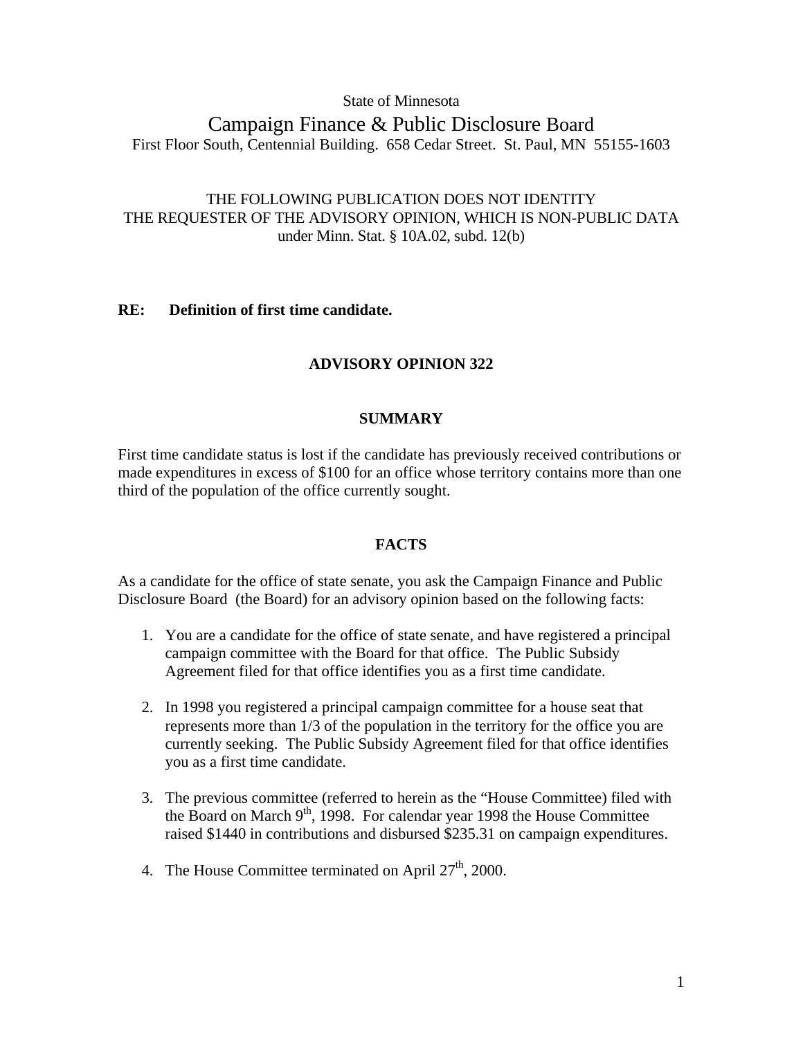State of Minnesota

# Campaign Finance & Public Disclosure Board

First Floor South, Centennial Building. 658 Cedar Street. St. Paul, MN 55155-1603

THE FOLLOWING PUBLICATION DOES NOT IDENTITY
THE REQUESTER OF THE ADVISORY OPINION, WHICH IS NON-PUBLIC DATA
under Minn. Stat. § 10A.02, subd. 12(b)

**RE: Definition of first time candidate.**

## ADVISORY OPINION 322

### SUMMARY

First time candidate status is lost if the candidate has previously received contributions or made expenditures in excess of $100 for an office whose territory contains more than one third of the population of the office currently sought.

### FACTS

As a candidate for the office of state senate, you ask the Campaign Finance and Public Disclosure Board (the Board) for an advisory opinion based on the following facts:

1. You are a candidate for the office of state senate, and have registered a principal campaign committee with the Board for that office. The Public Subsidy Agreement filed for that office identifies you as a first time candidate.

2. In 1998 you registered a principal campaign committee for a house seat that represents more than 1/3 of the population in the territory for the office you are currently seeking. The Public Subsidy Agreement filed for that office identifies you as a first time candidate.

3. The previous committee (referred to herein as the "House Committee) filed with the Board on March 9th, 1998. For calendar year 1998 the House Committee raised $1440 in contributions and disbursed $235.31 on campaign expenditures.

4. The House Committee terminated on April 27th, 2000.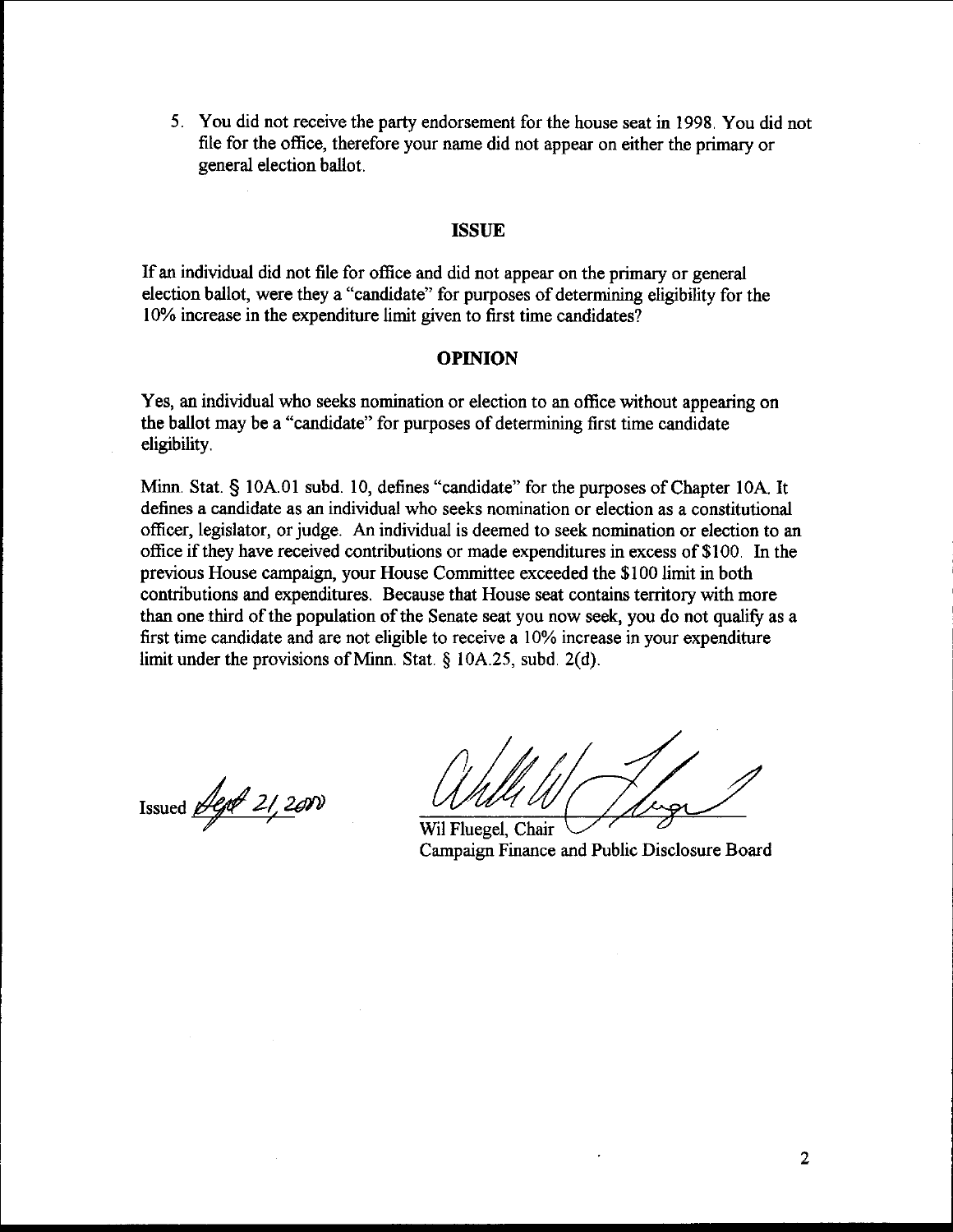5. You did not receive the party endorsement for the house seat in 1998. You did not file for the office, therefore your name did not appear on either the primary or general election ballot.

## ISSUE

If an individual did not file for office and did not appear on the primary or general election ballot, were they a "candidate" for purposes of determining eligibility for the 10% increase in the expenditure limit given to first time candidates?

## OPINION

Yes, an individual who seeks nomination or election to an office without appearing on the ballot may be a "candidate" for purposes of determining first time candidate eligibility.

Minn. Stat. § 10A.01 subd. 10, defines "candidate" for the purposes of Chapter 10A. It defines a candidate as an individual who seeks nomination or election as a constitutional officer, legislator, or judge. An individual is deemed to seek nomination or election to an office if they have received contributions or made expenditures in excess of $100. In the previous House campaign, your House Committee exceeded the $100 limit in both contributions and expenditures. Because that House seat contains territory with more than one third of the population of the Senate seat you now seek, you do not qualify as a first time candidate and are not eligible to receive a 10% increase in your expenditure limit under the provisions of Minn. Stat. § 10A.25, subd. 2(d).

Issued Sept 21, 2000

Wil Fluegel, Chair
Campaign Finance and Public Disclosure Board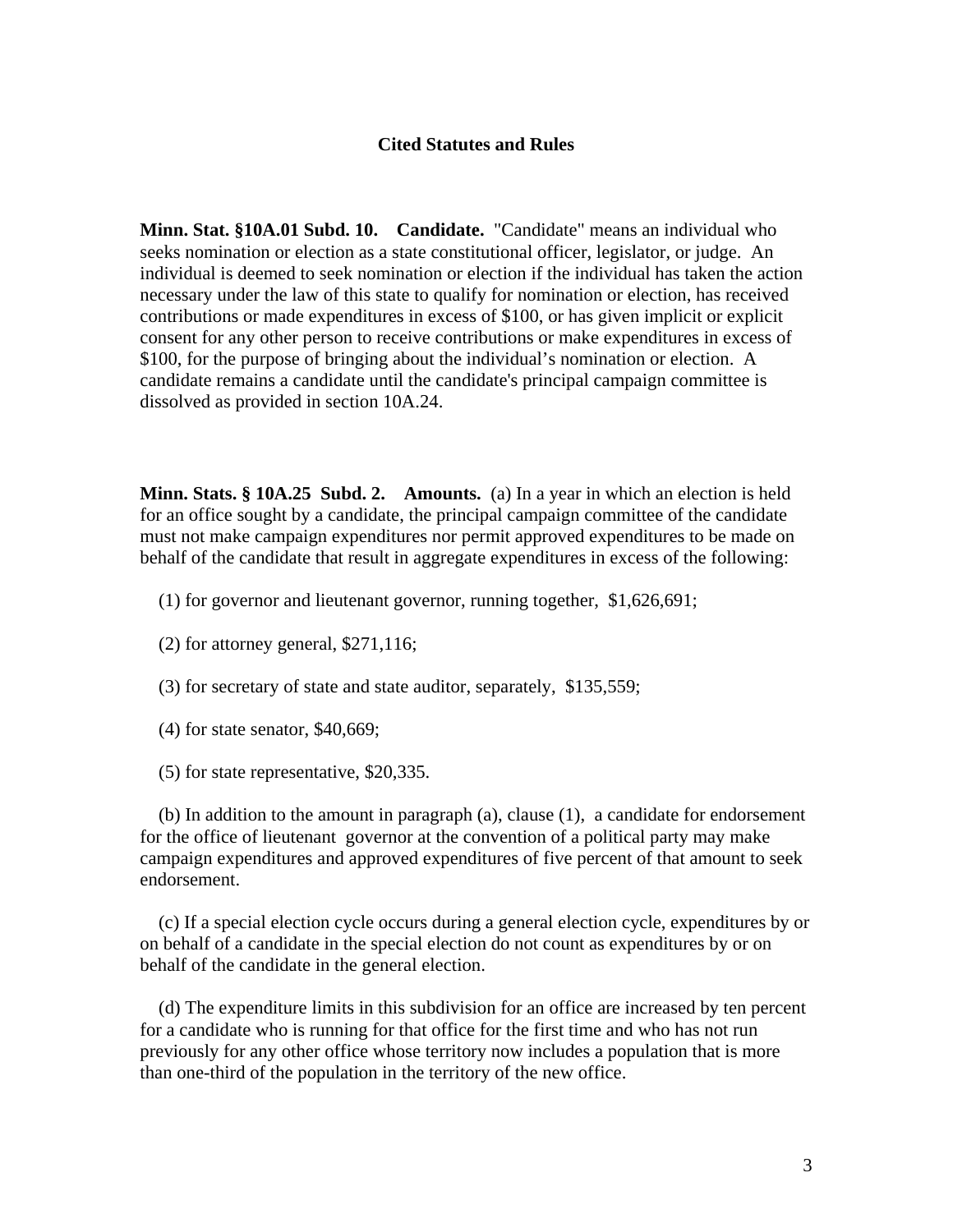## Cited Statutes and Rules

**Minn. Stat. §10A.01 Subd. 10. Candidate.** "Candidate" means an individual who seeks nomination or election as a state constitutional officer, legislator, or judge. An individual is deemed to seek nomination or election if the individual has taken the action necessary under the law of this state to qualify for nomination or election, has received contributions or made expenditures in excess of $100, or has given implicit or explicit consent for any other person to receive contributions or make expenditures in excess of $100, for the purpose of bringing about the individual's nomination or election. A candidate remains a candidate until the candidate's principal campaign committee is dissolved as provided in section 10A.24.

**Minn. Stats. § 10A.25 Subd. 2. Amounts.** (a) In a year in which an election is held for an office sought by a candidate, the principal campaign committee of the candidate must not make campaign expenditures nor permit approved expenditures to be made on behalf of the candidate that result in aggregate expenditures in excess of the following:

(1) for governor and lieutenant governor, running together, $1,626,691;

(2) for attorney general, $271,116;

(3) for secretary of state and state auditor, separately, $135,559;

(4) for state senator, $40,669;

(5) for state representative, $20,335.

(b) In addition to the amount in paragraph (a), clause (1), a candidate for endorsement for the office of lieutenant governor at the convention of a political party may make campaign expenditures and approved expenditures of five percent of that amount to seek endorsement.

(c) If a special election cycle occurs during a general election cycle, expenditures by or on behalf of a candidate in the special election do not count as expenditures by or on behalf of the candidate in the general election.

(d) The expenditure limits in this subdivision for an office are increased by ten percent for a candidate who is running for that office for the first time and who has not run previously for any other office whose territory now includes a population that is more than one-third of the population in the territory of the new office.